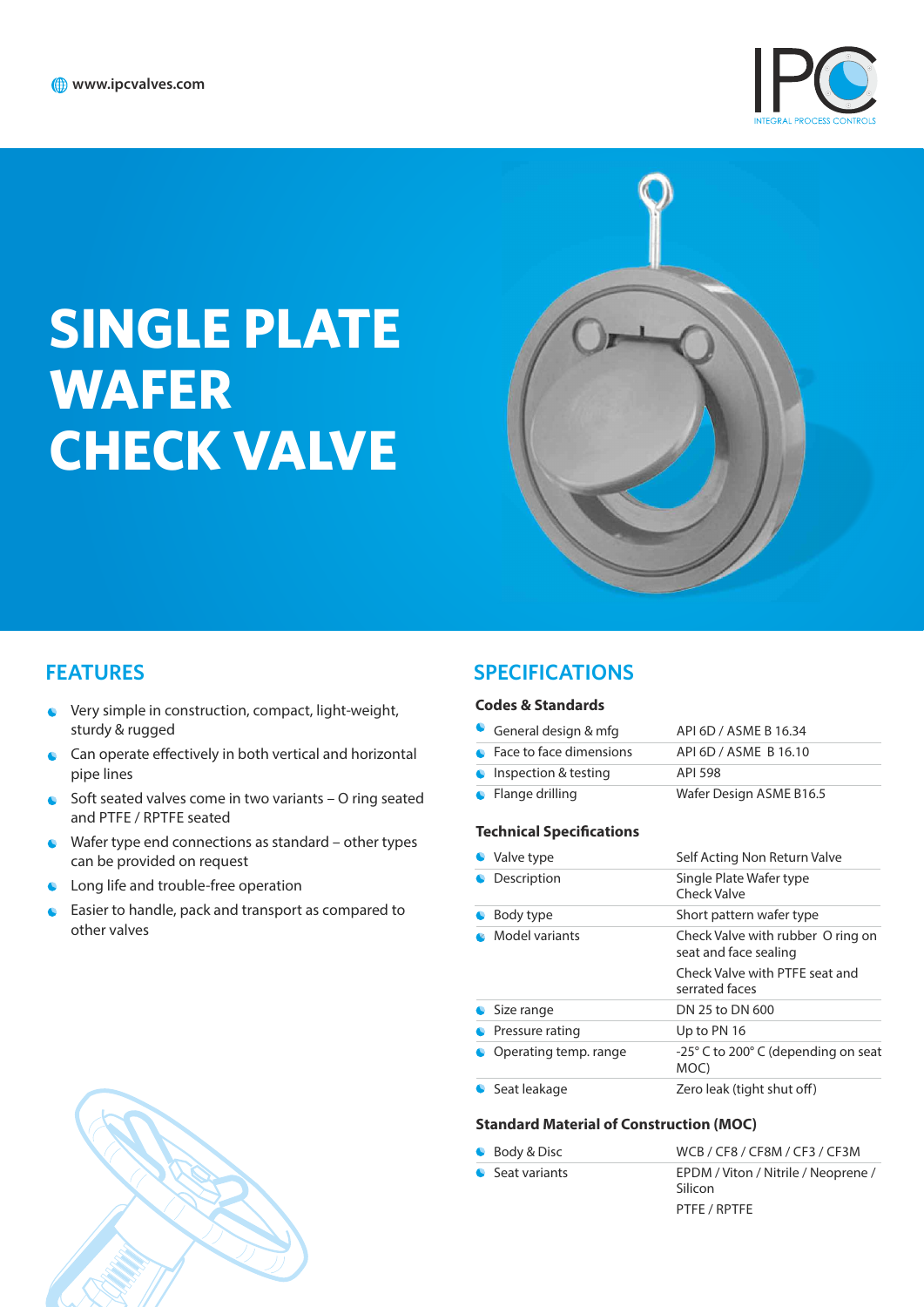www.ipcvalves.com

IPC
INTEGRAL PROCESS CONTROLS

# SINGLE PLATE WAFER CHECK VALVE

## FEATURES

- Very simple in construction, compact, light-weight, sturdy & rugged
- Can operate effectively in both vertical and horizontal pipe lines
- Soft seated valves come in two variants – O ring seated and PTFE / RPTFE seated
- Wafer type end connections as standard – other types can be provided on request
- Long life and trouble-free operation
- Easier to handle, pack and transport as compared to other valves

## SPECIFICATIONS

### Codes & Standards

| | |
|---|---|
| General design & mfg | API 6D / ASME B 16.34 |
| Face to face dimensions | API 6D / ASME B 16.10 |
| Inspection & testing | API 598 |
| Flange drilling | Wafer Design ASME B16.5 |

### Technical Specifications

| | |
|---|---|
| Valve type | Self Acting Non Return Valve |
| Description | Single Plate Wafer type Check Valve |
| Body type | Short pattern wafer type |
| Model variants | Check Valve with rubber O ring on seat and face sealing<br>Check Valve with PTFE seat and serrated faces |
| Size range | DN 25 to DN 600 |
| Pressure rating | Up to PN 16 |
| Operating temp. range | -25° C to 200° C (depending on seat MOC) |
| Seat leakage | Zero leak (tight shut off) |

### Standard Material of Construction (MOC)

| | |
|---|---|
| Body & Disc | WCB / CF8 / CF8M / CF3 / CF3M |
| Seat variants | EPDM / Viton / Nitrile / Neoprene / Silicon<br>PTFE / RPTFE |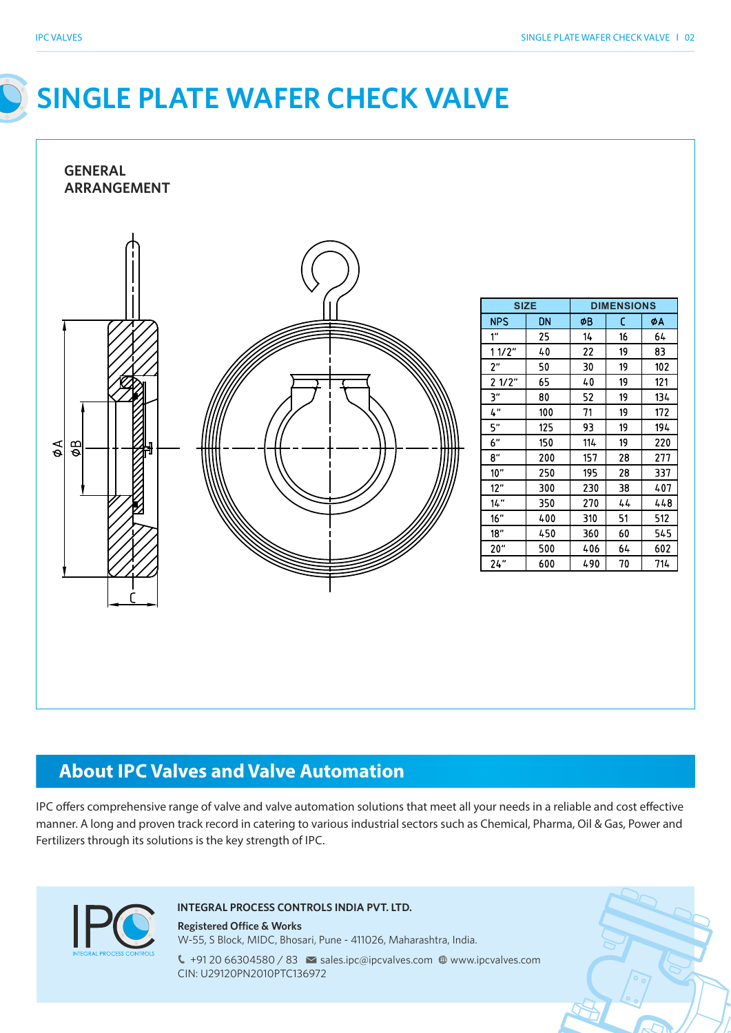# SINGLE PLATE WAFER CHECK VALVE

## GENERAL ARRANGEMENT

ØA

ØB

C

| SIZE | | DIMENSIONS | | |
|---|---|---|---|---|
| NPS | DN | ØB | C | ØA |
| 1" | 25 | 14 | 16 | 64 |
| 1 1/2" | 40 | 22 | 19 | 83 |
| 2" | 50 | 30 | 19 | 102 |
| 2 1/2" | 65 | 40 | 19 | 121 |
| 3" | 80 | 52 | 19 | 134 |
| 4" | 100 | 71 | 19 | 172 |
| 5" | 125 | 93 | 19 | 194 |
| 6" | 150 | 114 | 19 | 220 |
| 8" | 200 | 157 | 28 | 277 |
| 10" | 250 | 195 | 28 | 337 |
| 12" | 300 | 230 | 38 | 407 |
| 14" | 350 | 270 | 44 | 448 |
| 16" | 400 | 310 | 51 | 512 |
| 18" | 450 | 360 | 60 | 545 |
| 20" | 500 | 406 | 64 | 602 |
| 24" | 600 | 490 | 70 | 714 |

## About IPC Valves and Valve Automation

IPC offers comprehensive range of valve and valve automation solutions that meet all your needs in a reliable and cost effective manner. A long and proven track record in catering to various industrial sectors such as Chemical, Pharma, Oil & Gas, Power and Fertilizers through its solutions is the key strength of IPC.

IPC
INTEGRAL PROCESS CONTROLS

**INTEGRAL PROCESS CONTROLS INDIA PVT. LTD.**

**Registered Office & Works**
W-55, S Block, MIDC, Bhosari, Pune - 411026, Maharashtra, India.

+91 20 66304580 / 83   sales.ipc@ipcvalves.com   www.ipcvalves.com
CIN: U29120PN2010PTC136972